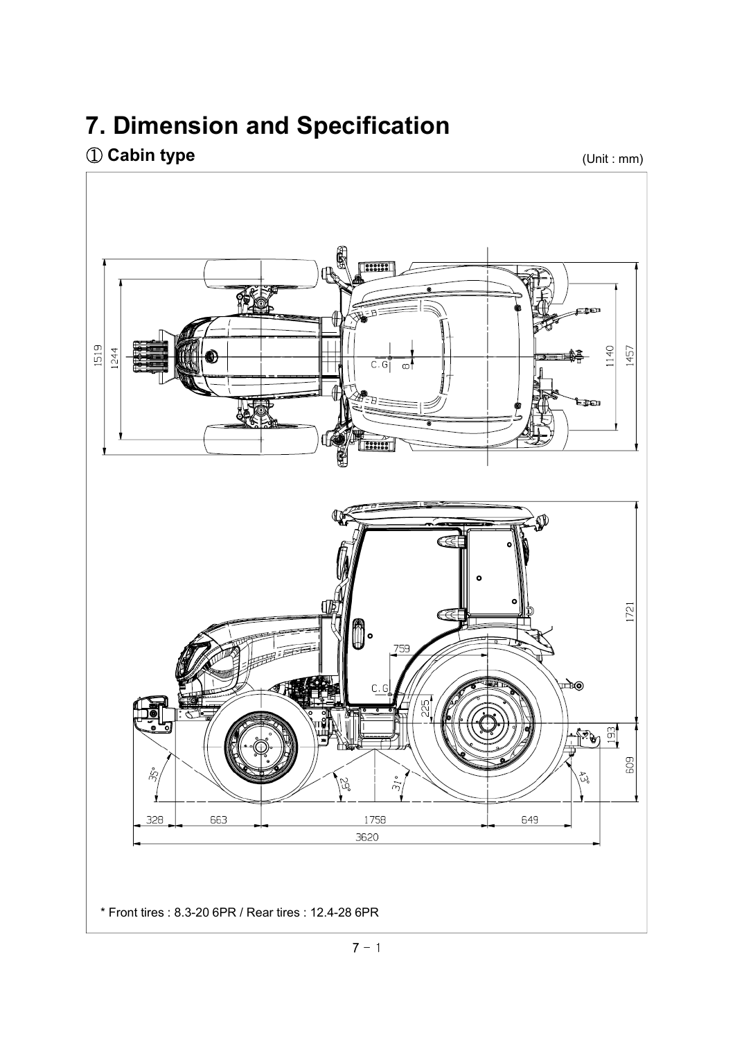# 7. Dimension and Specification

## ① Cabin type

(Unit : mm)

\* Front tires : 8.3-20 6PR / Rear tires : 12.4-28 6PR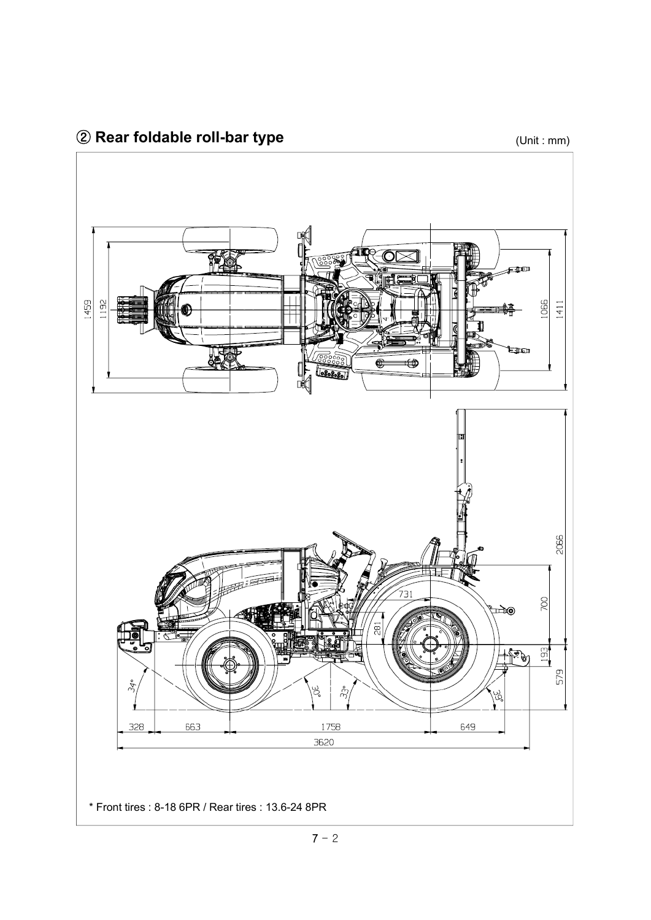## ② Rear foldable roll-bar type

(Unit : mm)

* Front tires : 8-18 6PR / Rear tires : 13.6-24 8PR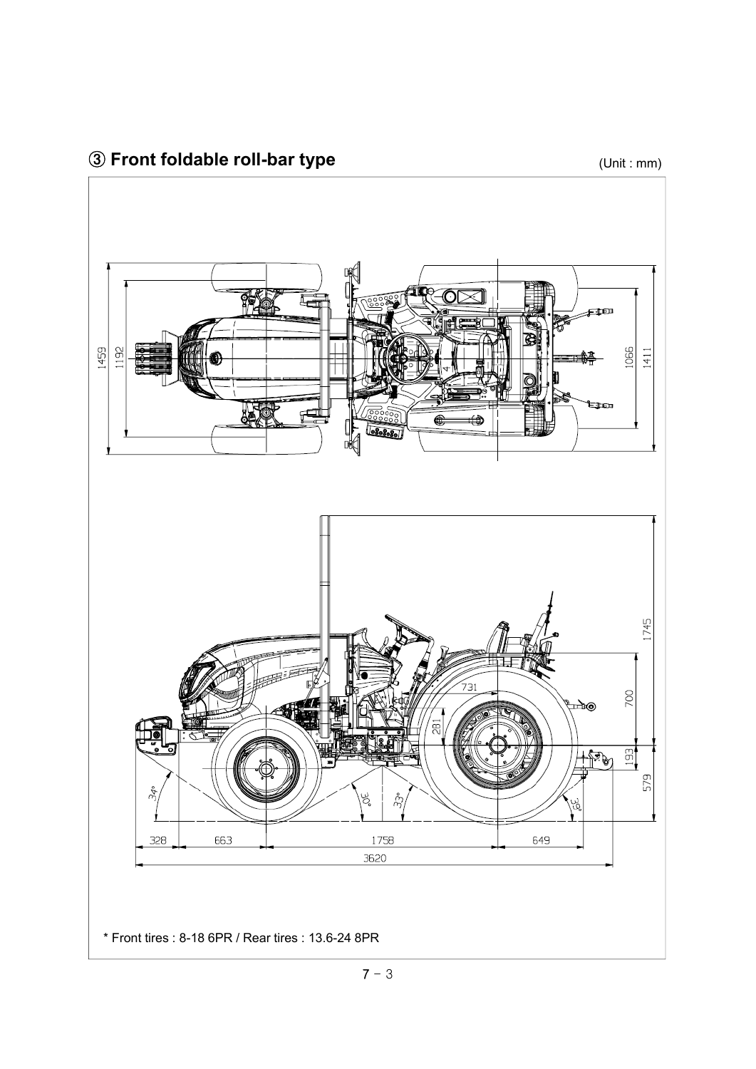## ③ Front foldable roll-bar type

(Unit : mm)

\* Front tires : 8-18 6PR / Rear tires : 13.6-24 8PR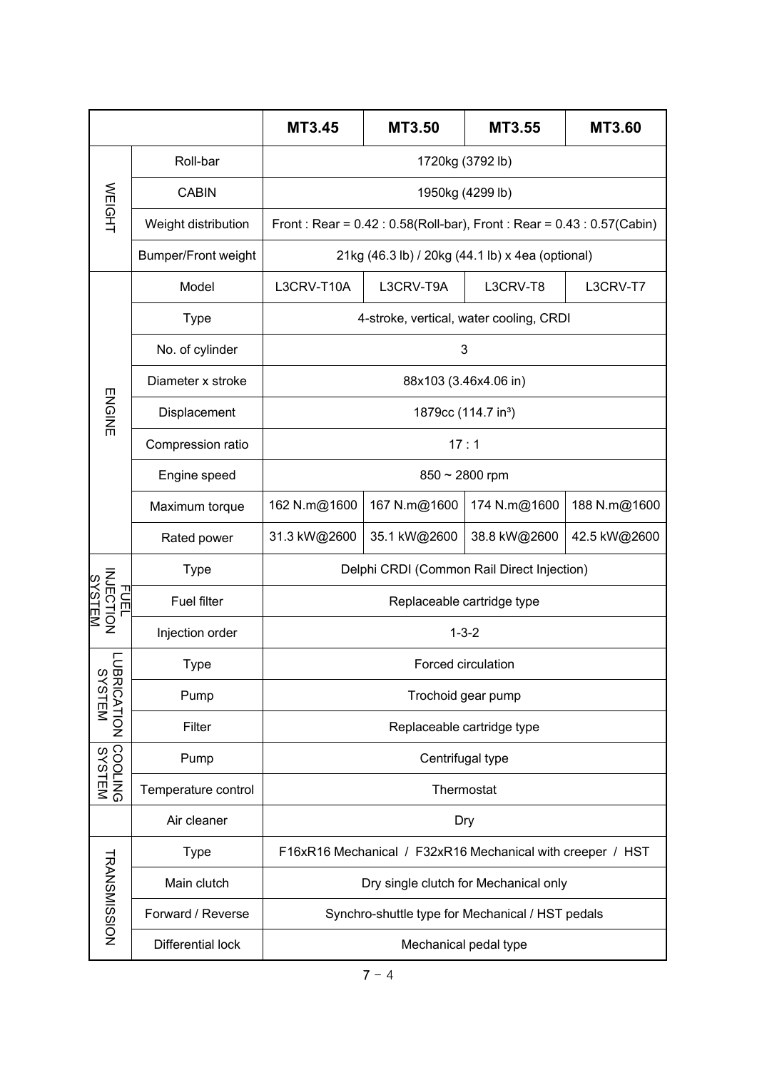| | | MT3.45 | MT3.50 | MT3.55 | MT3.60 |
|---|---|---|---|---|---|
| WEIGHT | Roll-bar | 1720kg (3792 lb) | | | |
| | CABIN | 1950kg (4299 lb) | | | |
| | Weight distribution | Front : Rear = 0.42 : 0.58(Roll-bar), Front : Rear = 0.43 : 0.57(Cabin) | | | |
| | Bumper/Front weight | 21kg (46.3 lb) / 20kg (44.1 lb) x 4ea (optional) | | | |
| ENGINE | Model | L3CRV-T10A | L3CRV-T9A | L3CRV-T8 | L3CRV-T7 |
| | Type | 4-stroke, vertical, water cooling, CRDI | | | |
| | No. of cylinder | 3 | | | |
| | Diameter x stroke | 88x103 (3.46x4.06 in) | | | |
| | Displacement | 1879cc (114.7 in³) | | | |
| | Compression ratio | 17 : 1 | | | |
| | Engine speed | 850 ~ 2800 rpm | | | |
| | Maximum torque | 162 N.m@1600 | 167 N.m@1600 | 174 N.m@1600 | 188 N.m@1600 |
| | Rated power | 31.3 kW@2600 | 35.1 kW@2600 | 38.8 kW@2600 | 42.5 kW@2600 |
| FUEL INJECTION SYSTEM | Type | Delphi CRDI (Common Rail Direct Injection) | | | |
| | Fuel filter | Replaceable cartridge type | | | |
| | Injection order | 1-3-2 | | | |
| LUBRICATION SYSTEM | Type | Forced circulation | | | |
| | Pump | Trochoid gear pump | | | |
| | Filter | Replaceable cartridge type | | | |
| COOLING SYSTEM | Pump | Centrifugal type | | | |
| | Temperature control | Thermostat | | | |
| | Air cleaner | Dry | | | |
| TRANSMISSION | Type | F16xR16 Mechanical / F32xR16 Mechanical with creeper / HST | | | |
| | Main clutch | Dry single clutch for Mechanical only | | | |
| | Forward / Reverse | Synchro-shuttle type for Mechanical / HST pedals | | | |
| | Differential lock | Mechanical pedal type | | | |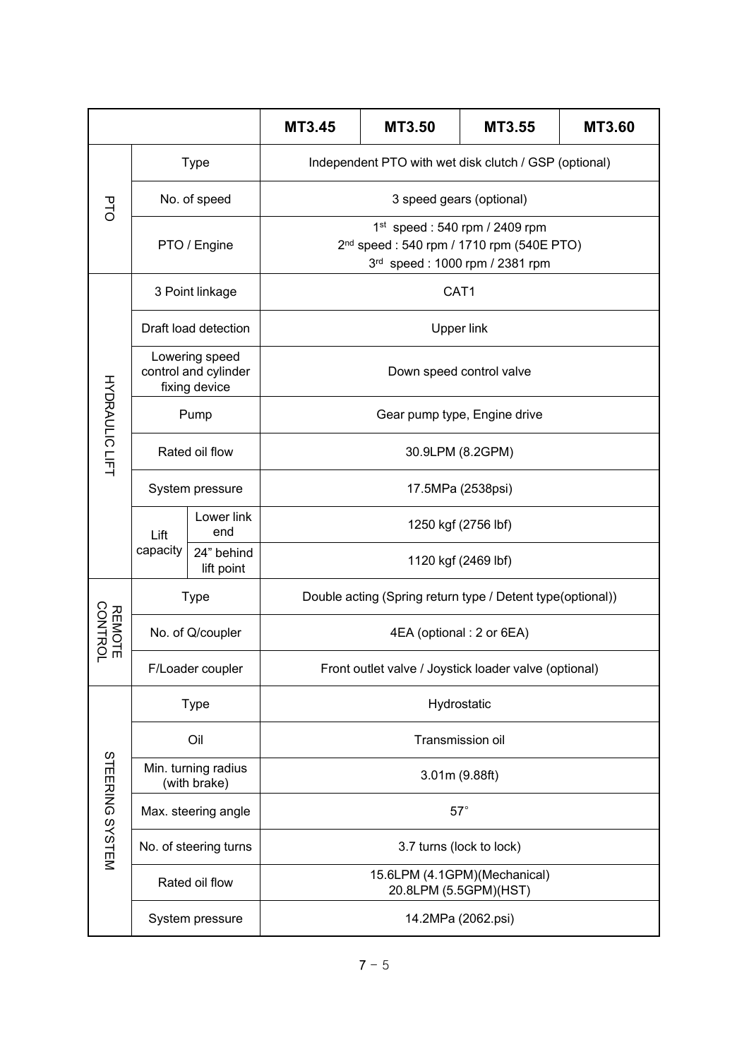| | | MT3.45 | MT3.50 | MT3.55 | MT3.60 |
|---|---|---|---|---|---|
| PTO | Type | Independent PTO with wet disk clutch / GSP (optional) | | | |
| | No. of speed | 3 speed gears (optional) | | | |
| | PTO / Engine | 1st speed : 540 rpm / 2409 rpm<br>2nd speed : 540 rpm / 1710 rpm (540E PTO)<br>3rd speed : 1000 rpm / 2381 rpm | | | |
| HYDRAULIC LIFT | 3 Point linkage | CAT1 | | | |
| | Draft load detection | Upper link | | | |
| | Lowering speed control and cylinder fixing device | Down speed control valve | | | |
| | Pump | Gear pump type, Engine drive | | | |
| | Rated oil flow | 30.9LPM (8.2GPM) | | | |
| | System pressure | 17.5MPa (2538psi) | | | |
| | Lift capacity – Lower link end | 1250 kgf (2756 lbf) | | | |
| | Lift capacity – 24" behind lift point | 1120 kgf (2469 lbf) | | | |
| REMOTE CONTROL | Type | Double acting (Spring return type / Detent type(optional)) | | | |
| | No. of Q/coupler | 4EA (optional : 2 or 6EA) | | | |
| | F/Loader coupler | Front outlet valve / Joystick loader valve (optional) | | | |
| STEERING SYSTEM | Type | Hydrostatic | | | |
| | Oil | Transmission oil | | | |
| | Min. turning radius (with brake) | 3.01m (9.88ft) | | | |
| | Max. steering angle | 57° | | | |
| | No. of steering turns | 3.7 turns (lock to lock) | | | |
| | Rated oil flow | 15.6LPM (4.1GPM)(Mechanical)<br>20.8LPM (5.5GPM)(HST) | | | |
| | System pressure | 14.2MPa (2062.psi) | | | |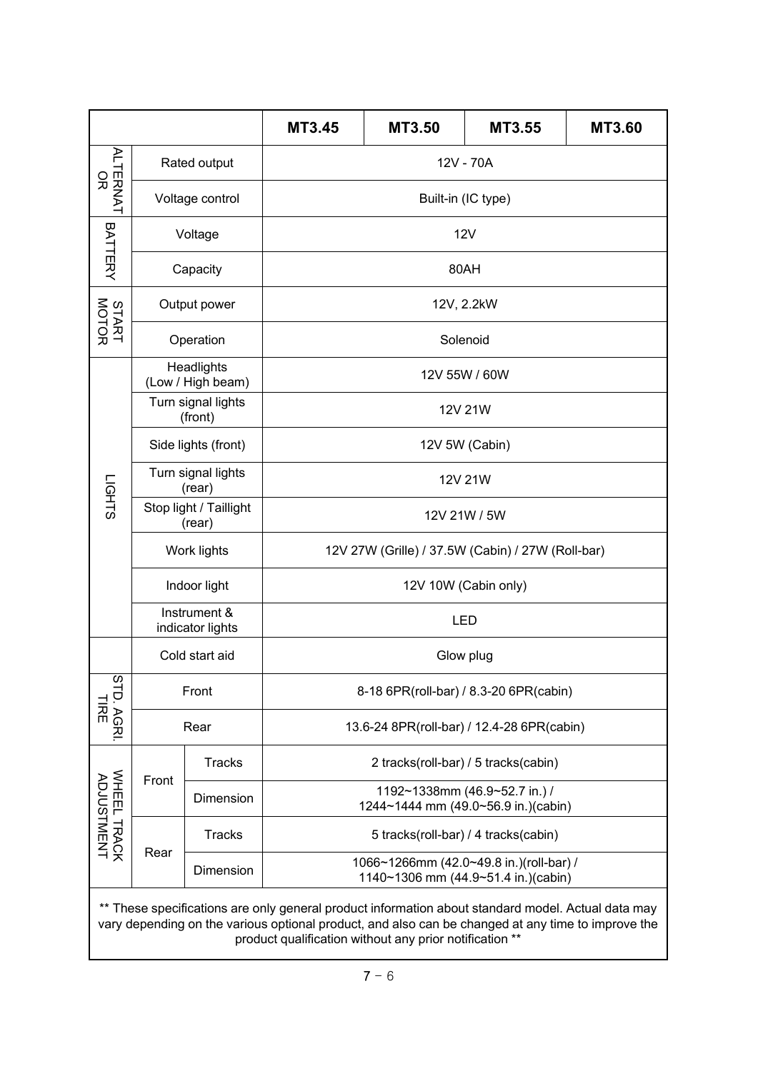| | | | MT3.45 | MT3.50 | MT3.55 | MT3.60 |
|---|---|---|---|---|---|---|
| ALTERNATOR | Rated output | | 12V - 70A | | | |
| | Voltage control | | Built-in (IC type) | | | |
| BATTERY | Voltage | | 12V | | | |
| | Capacity | | 80AH | | | |
| START MOTOR | Output power | | 12V, 2.2kW | | | |
| | Operation | | Solenoid | | | |
| LIGHTS | Headlights (Low / High beam) | | 12V 55W / 60W | | | |
| | Turn signal lights (front) | | 12V 21W | | | |
| | Side lights (front) | | 12V 5W (Cabin) | | | |
| | Turn signal lights (rear) | | 12V 21W | | | |
| | Stop light / Taillight (rear) | | 12V 21W / 5W | | | |
| | Work lights | | 12V 27W (Grille) / 37.5W (Cabin) / 27W (Roll-bar) | | | |
| | Indoor light | | 12V 10W (Cabin only) | | | |
| | Instrument & indicator lights | | LED | | | |
| | Cold start aid | | Glow plug | | | |
| STD. AGRI. TIRE | Front | | 8-18 6PR(roll-bar) / 8.3-20 6PR(cabin) | | | |
| | Rear | | 13.6-24 8PR(roll-bar) / 12.4-28 6PR(cabin) | | | |
| WHEEL TRACK ADJUSTMENT | Front | Tracks | 2 tracks(roll-bar) / 5 tracks(cabin) | | | |
| | | Dimension | 1192~1338mm (46.9~52.7 in.) / 1244~1444 mm (49.0~56.9 in.)(cabin) | | | |
| | Rear | Tracks | 5 tracks(roll-bar) / 4 tracks(cabin) | | | |
| | | Dimension | 1066~1266mm (42.0~49.8 in.)(roll-bar) / 1140~1306 mm (44.9~51.4 in.)(cabin) | | | |

** These specifications are only general product information about standard model. Actual data may vary depending on the various optional product, and also can be changed at any time to improve the product qualification without any prior notification **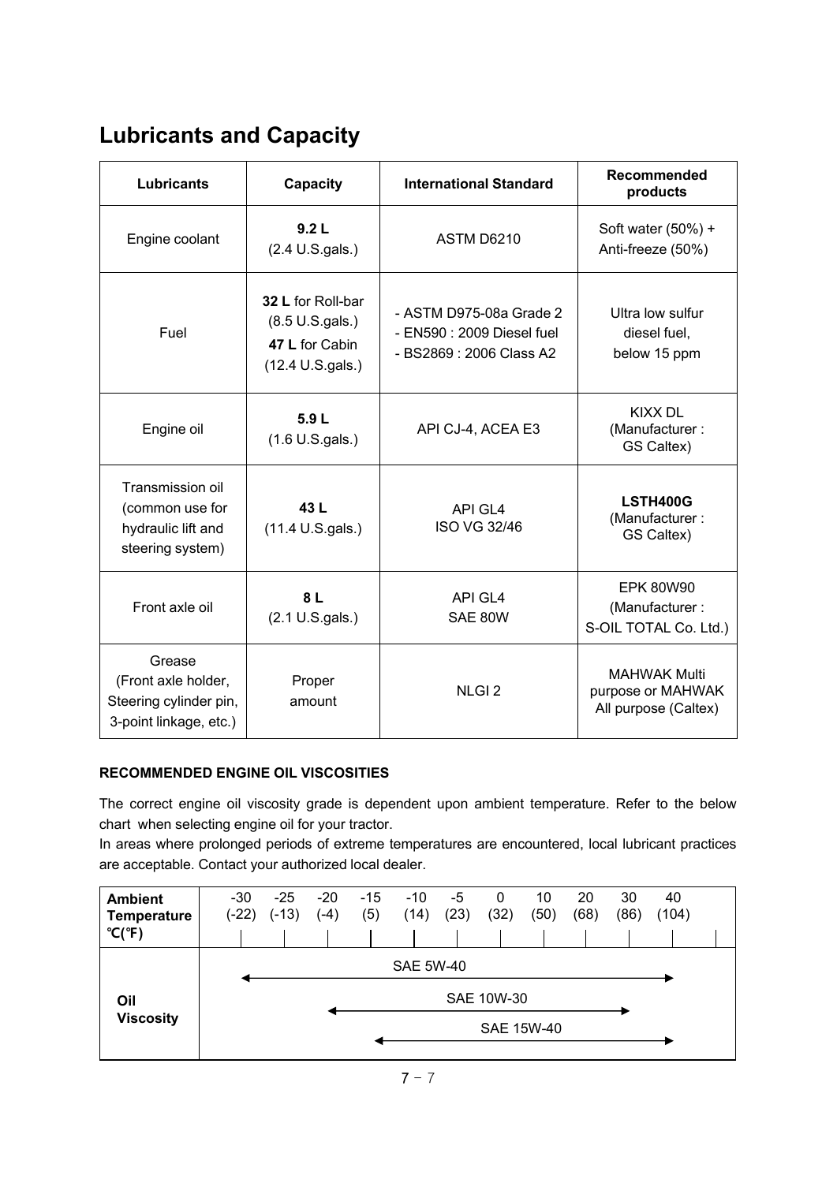## Lubricants and Capacity

| Lubricants | Capacity | International Standard | Recommended products |
|---|---|---|---|
| Engine coolant | **9.2 L** (2.4 U.S.gals.) | ASTM D6210 | Soft water (50%) + Anti-freeze (50%) |
| Fuel | **32 L** for Roll-bar (8.5 U.S.gals.) **47 L** for Cabin (12.4 U.S.gals.) | - ASTM D975-08a Grade 2 - EN590 : 2009 Diesel fuel - BS2869 : 2006 Class A2 | Ultra low sulfur diesel fuel, below 15 ppm |
| Engine oil | **5.9 L** (1.6 U.S.gals.) | API CJ-4, ACEA E3 | KIXX DL (Manufacturer : GS Caltex) |
| Transmission oil (common use for hydraulic lift and steering system) | **43 L** (11.4 U.S.gals.) | API GL4 ISO VG 32/46 | **LSTH400G** (Manufacturer : GS Caltex) |
| Front axle oil | **8 L** (2.1 U.S.gals.) | API GL4 SAE 80W | EPK 80W90 (Manufacturer : S-OIL TOTAL Co. Ltd.) |
| Grease (Front axle holder, Steering cylinder pin, 3-point linkage, etc.) | Proper amount | NLGI 2 | MAHWAK Multi purpose or MAHWAK All purpose (Caltex) |

**RECOMMENDED ENGINE OIL VISCOSITIES**

The correct engine oil viscosity grade is dependent upon ambient temperature. Refer to the below chart when selecting engine oil for your tractor.

In areas where prolonged periods of extreme temperatures are encountered, local lubricant practices are acceptable. Contact your authorized local dealer.

Ambient Temperature ℃(℉)

-30 (-22) -25 (-13) -20 (-4) -15 (5) -10 (14) -5 (23) 0 (32) 10 (50) 20 (68) 30 (86) 40 (104)

Oil Viscosity

SAE 5W-40

SAE 10W-30

SAE 15W-40